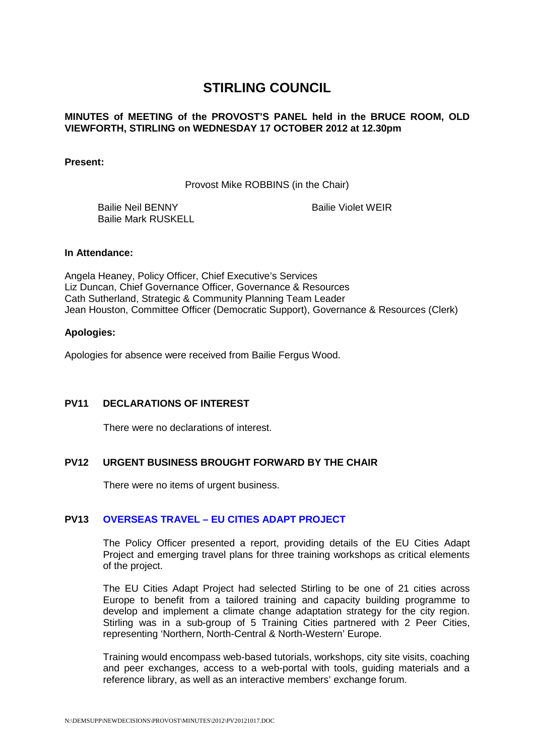# STIRLING COUNCIL

**MINUTES of MEETING of the PROVOST'S PANEL held in the BRUCE ROOM, OLD VIEWFORTH, STIRLING on WEDNESDAY 17 OCTOBER 2012 at 12.30pm**

**Present:**

Provost Mike ROBBINS (in the Chair)

Bailie Neil BENNY
Bailie Mark RUSKELL
Bailie Violet WEIR

**In Attendance:**

Angela Heaney, Policy Officer, Chief Executive's Services
Liz Duncan, Chief Governance Officer, Governance & Resources
Cath Sutherland, Strategic & Community Planning Team Leader
Jean Houston, Committee Officer (Democratic Support), Governance & Resources (Clerk)

**Apologies:**

Apologies for absence were received from Bailie Fergus Wood.

## PV11 DECLARATIONS OF INTEREST

There were no declarations of interest.

## PV12 URGENT BUSINESS BROUGHT FORWARD BY THE CHAIR

There were no items of urgent business.

## PV13 OVERSEAS TRAVEL – EU CITIES ADAPT PROJECT

The Policy Officer presented a report, providing details of the EU Cities Adapt Project and emerging travel plans for three training workshops as critical elements of the project.

The EU Cities Adapt Project had selected Stirling to be one of 21 cities across Europe to benefit from a tailored training and capacity building programme to develop and implement a climate change adaptation strategy for the city region. Stirling was in a sub-group of 5 Training Cities partnered with 2 Peer Cities, representing 'Northern, North-Central & North-Western' Europe.

Training would encompass web-based tutorials, workshops, city site visits, coaching and peer exchanges, access to a web-portal with tools, guiding materials and a reference library, as well as an interactive members' exchange forum.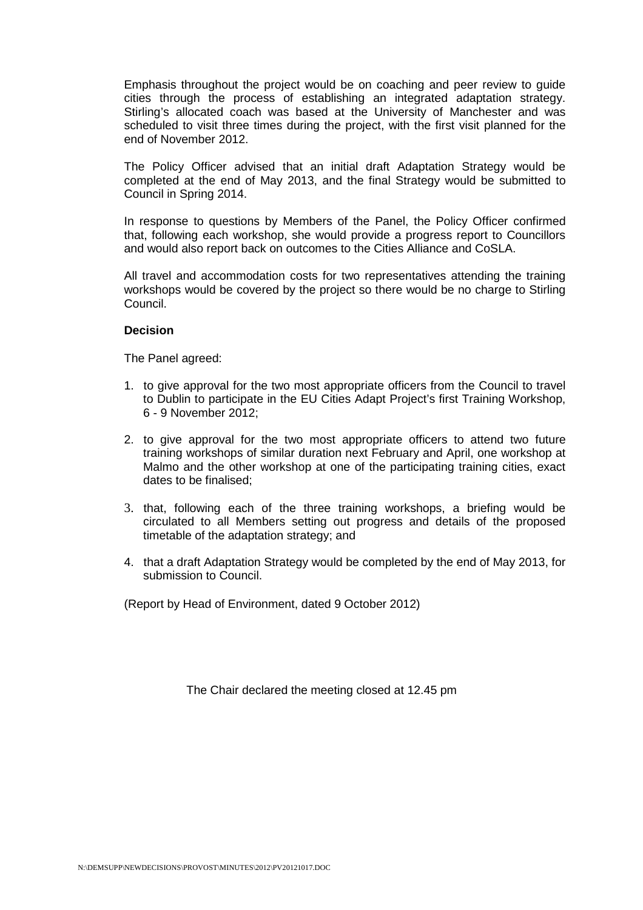Emphasis throughout the project would be on coaching and peer review to guide cities through the process of establishing an integrated adaptation strategy. Stirling's allocated coach was based at the University of Manchester and was scheduled to visit three times during the project, with the first visit planned for the end of November 2012.

The Policy Officer advised that an initial draft Adaptation Strategy would be completed at the end of May 2013, and the final Strategy would be submitted to Council in Spring 2014.

In response to questions by Members of the Panel, the Policy Officer confirmed that, following each workshop, she would provide a progress report to Councillors and would also report back on outcomes to the Cities Alliance and CoSLA.

All travel and accommodation costs for two representatives attending the training workshops would be covered by the project so there would be no charge to Stirling Council.

**Decision**

The Panel agreed:

1. to give approval for the two most appropriate officers from the Council to travel to Dublin to participate in the EU Cities Adapt Project's first Training Workshop, 6 - 9 November 2012;
2. to give approval for the two most appropriate officers to attend two future training workshops of similar duration next February and April, one workshop at Malmo and the other workshop at one of the participating training cities, exact dates to be finalised;
3. that, following each of the three training workshops, a briefing would be circulated to all Members setting out progress and details of the proposed timetable of the adaptation strategy; and
4. that a draft Adaptation Strategy would be completed by the end of May 2013, for submission to Council.

(Report by Head of Environment, dated 9 October 2012)

The Chair declared the meeting closed at 12.45 pm